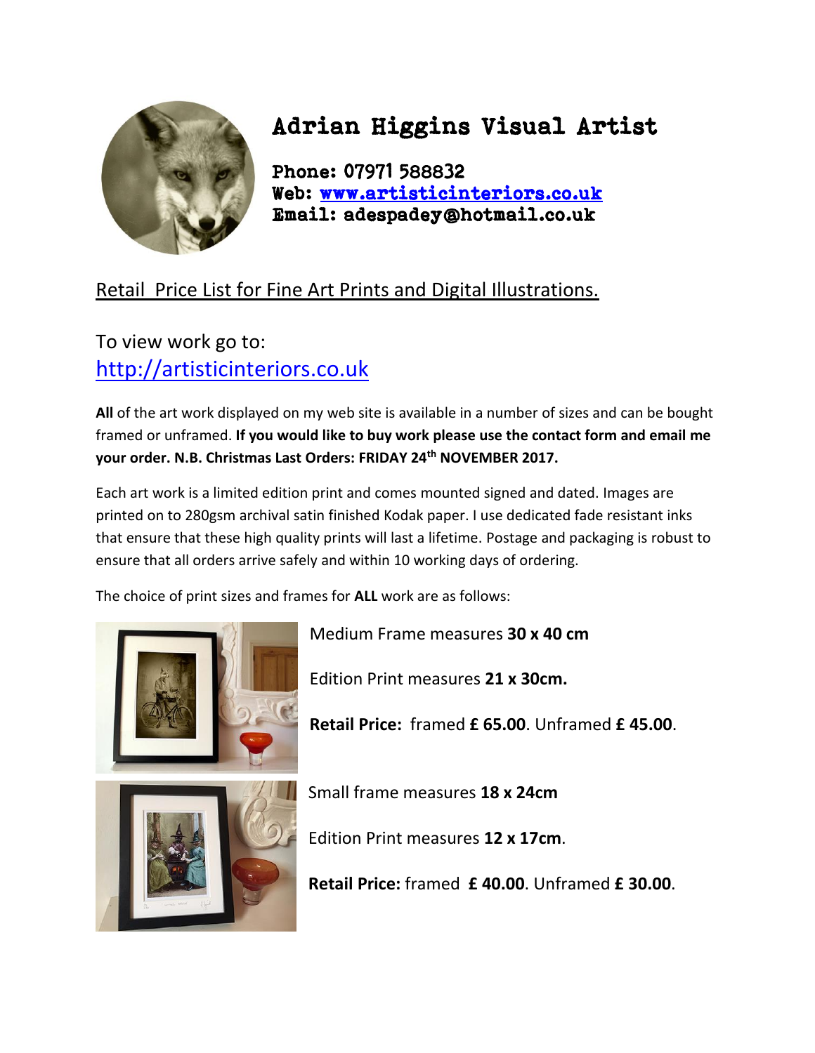# Adrian Higgins Visual Artist

**Phone: 07971 588832**
**Web: [www.artisticinteriors.co.uk](http://www.artisticinteriors.co.uk)**
**Email: adespadey@hotmail.co.uk**

## Retail Price List for Fine Art Prints and Digital Illustrations.

To view work go to:
[http://artisticinteriors.co.uk](http://artisticinteriors.co.uk)

**All** of the art work displayed on my web site is available in a number of sizes and can be bought framed or unframed. **If you would like to buy work please use the contact form and email me your order. N.B. Christmas Last Orders: FRIDAY 24th NOVEMBER 2017.**

Each art work is a limited edition print and comes mounted signed and dated. Images are printed on to 280gsm archival satin finished Kodak paper. I use dedicated fade resistant inks that ensure that these high quality prints will last a lifetime. Postage and packaging is robust to ensure that all orders arrive safely and within 10 working days of ordering.

The choice of print sizes and frames for **ALL** work are as follows:

Medium Frame measures **30 x 40 cm**

Edition Print measures **21 x 30cm.**

**Retail Price:** framed **£ 65.00**. Unframed **£ 45.00**.

Small frame measures **18 x 24cm**

Edition Print measures **12 x 17cm**.

**Retail Price:** framed **£ 40.00**. Unframed **£ 30.00**.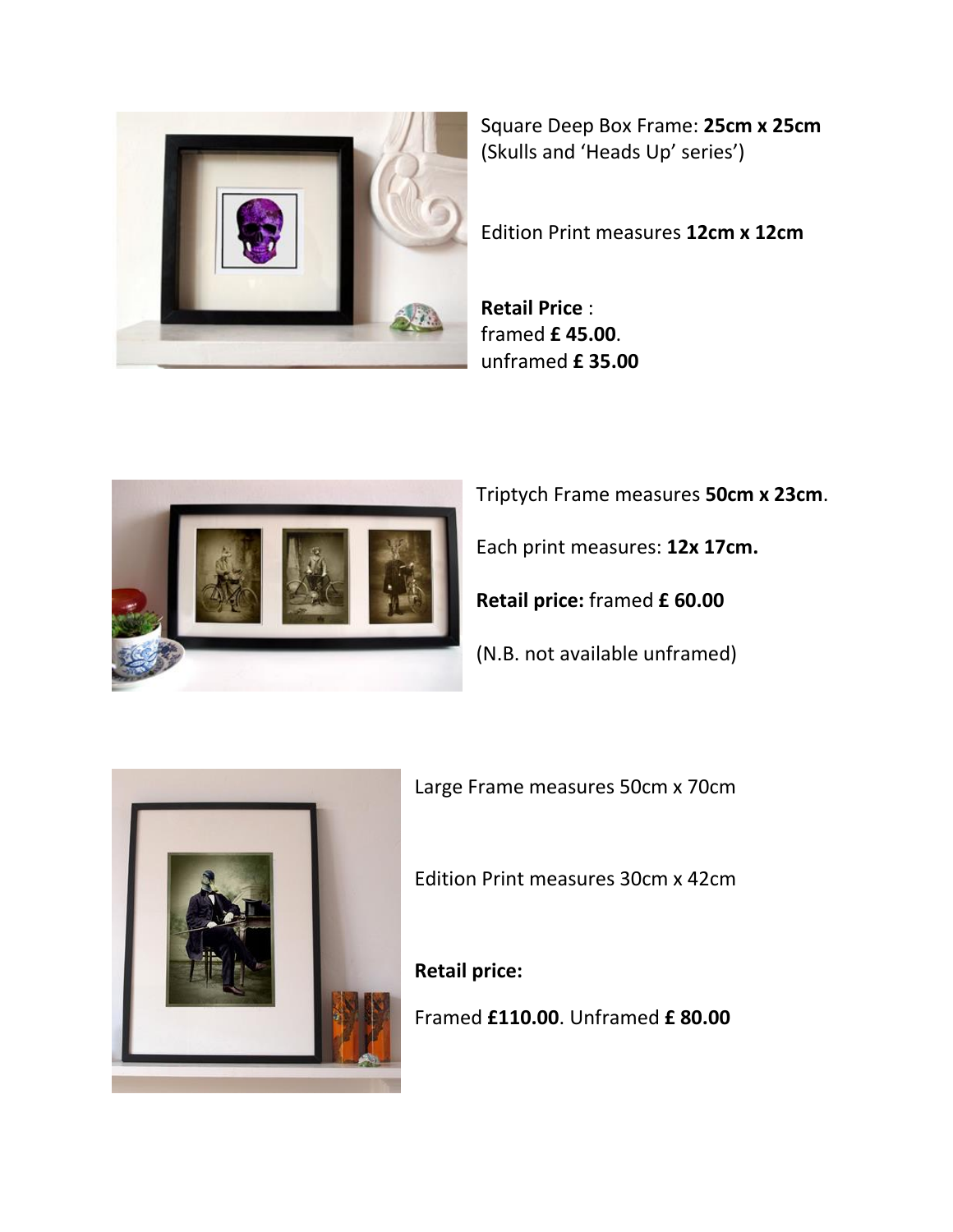Square Deep Box Frame: **25cm x 25cm** (Skulls and 'Heads Up' series')

Edition Print measures **12cm x 12cm**

**Retail Price** :
framed **£ 45.00**.
unframed **£ 35.00**

Triptych Frame measures **50cm x 23cm**.

Each print measures: **12x 17cm.**

**Retail price:** framed **£ 60.00**

(N.B. not available unframed)

Large Frame measures 50cm x 70cm

Edition Print measures 30cm x 42cm

**Retail price:**

Framed **£110.00**. Unframed **£ 80.00**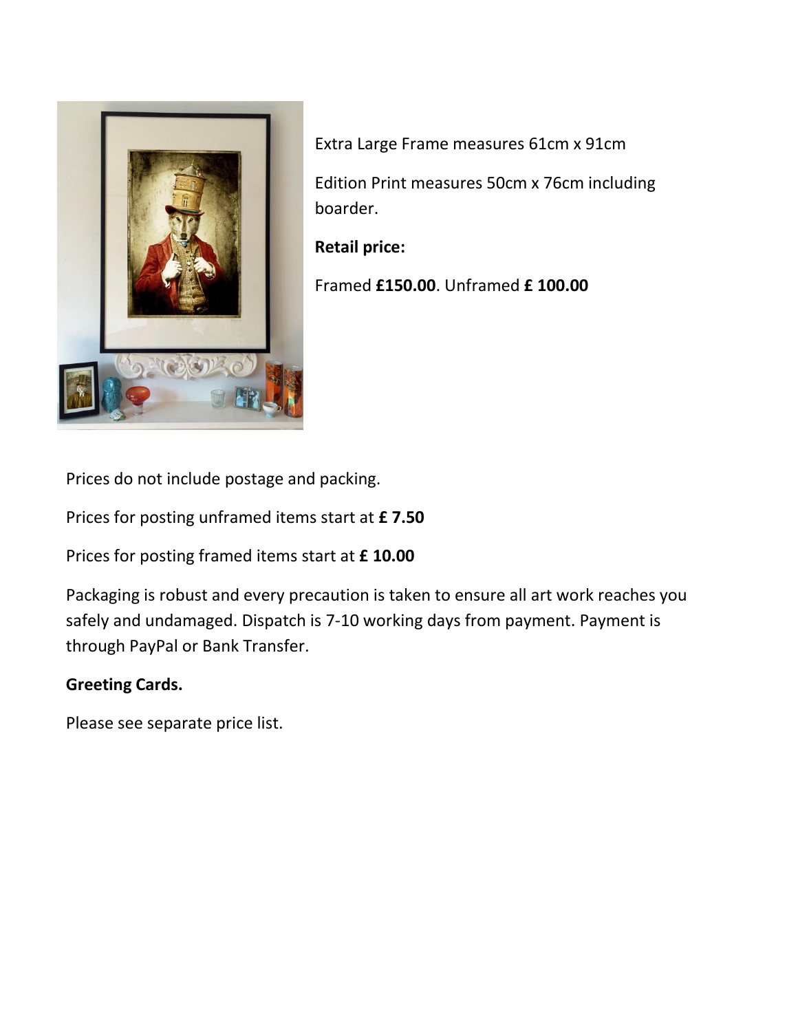Extra Large Frame measures 61cm x 91cm

Edition Print measures 50cm x 76cm including boarder.

**Retail price:**

Framed **£150.00**. Unframed **£ 100.00**

Prices do not include postage and packing.

Prices for posting unframed items start at **£ 7.50**

Prices for posting framed items start at **£ 10.00**

Packaging is robust and every precaution is taken to ensure all art work reaches you safely and undamaged. Dispatch is 7-10 working days from payment. Payment is through PayPal or Bank Transfer.

**Greeting Cards.**

Please see separate price list.